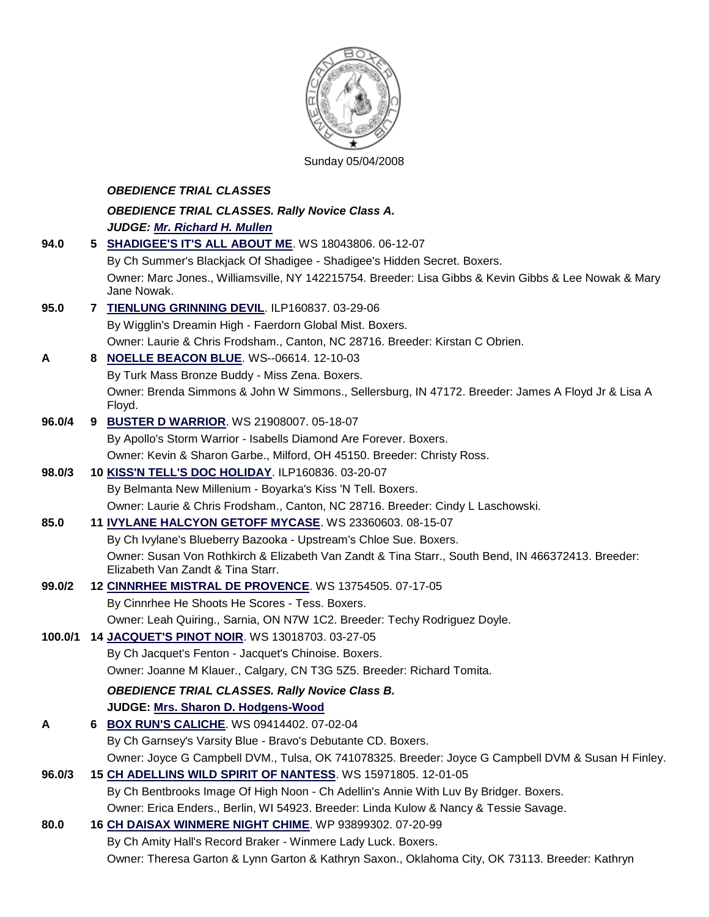Sunday 05/04/2008

***OBEDIENCE TRIAL CLASSES***

***OBEDIENCE TRIAL CLASSES. Rally Novice Class A.***

***JUDGE: Mr. Richard H. Mullen***

**94.0** **5** **SHADIGEE'S IT'S ALL ABOUT ME**. WS 18043806. 06-12-07
By Ch Summer's Blackjack Of Shadigee - Shadigee's Hidden Secret. Boxers.
Owner: Marc Jones., Williamsville, NY 142215754. Breeder: Lisa Gibbs & Kevin Gibbs & Lee Nowak & Mary Jane Nowak.

**95.0** **7** **TIENLUNG GRINNING DEVIL**. ILP160837. 03-29-06
By Wigglin's Dreamin High - Faerdorn Global Mist. Boxers.
Owner: Laurie & Chris Frodsham., Canton, NC 28716. Breeder: Kirstan C Obrien.

**A** **8** **NOELLE BEACON BLUE**. WS--06614. 12-10-03
By Turk Mass Bronze Buddy - Miss Zena. Boxers.
Owner: Brenda Simmons & John W Simmons., Sellersburg, IN 47172. Breeder: James A Floyd Jr & Lisa A Floyd.

**96.0/4** **9** **BUSTER D WARRIOR**. WS 21908007. 05-18-07
By Apollo's Storm Warrior - Isabells Diamond Are Forever. Boxers.
Owner: Kevin & Sharon Garbe., Milford, OH 45150. Breeder: Christy Ross.

**98.0/3** **10** **KISS'N TELL'S DOC HOLIDAY**. ILP160836. 03-20-07
By Belmanta New Millenium - Boyarka's Kiss 'N Tell. Boxers.
Owner: Laurie & Chris Frodsham., Canton, NC 28716. Breeder: Cindy L Laschowski.

**85.0** **11** **IVYLANE HALCYON GETOFF MYCASE**. WS 23360603. 08-15-07
By Ch Ivylane's Blueberry Bazooka - Upstream's Chloe Sue. Boxers.
Owner: Susan Von Rothkirch & Elizabeth Van Zandt & Tina Starr., South Bend, IN 466372413. Breeder: Elizabeth Van Zandt & Tina Starr.

**99.0/2** **12** **CINNRHEE MISTRAL DE PROVENCE**. WS 13754505. 07-17-05
By Cinnrhee He Shoots He Scores - Tess. Boxers.
Owner: Leah Quiring., Sarnia, ON N7W 1C2. Breeder: Techy Rodriguez Doyle.

**100.0/1** **14** **JACQUET'S PINOT NOIR**. WS 13018703. 03-27-05
By Ch Jacquet's Fenton - Jacquet's Chinoise. Boxers.
Owner: Joanne M Klauer., Calgary, CN T3G 5Z5. Breeder: Richard Tomita.

***OBEDIENCE TRIAL CLASSES. Rally Novice Class B.***

**JUDGE: Mrs. Sharon D. Hodgens-Wood**

**A** **6** **BOX RUN'S CALICHE**. WS 09414402. 07-02-04
By Ch Garnsey's Varsity Blue - Bravo's Debutante CD. Boxers.
Owner: Joyce G Campbell DVM., Tulsa, OK 741078325. Breeder: Joyce G Campbell DVM & Susan H Finley.

**96.0/3** **15** **CH ADELLINS WILD SPIRIT OF NANTESS**. WS 15971805. 12-01-05
By Ch Bentbrooks Image Of High Noon - Ch Adellin's Annie With Luv By Bridger. Boxers.
Owner: Erica Enders., Berlin, WI 54923. Breeder: Linda Kulow & Nancy & Tessie Savage.

**80.0** **16** **CH DAISAX WINMERE NIGHT CHIME**. WP 93899302. 07-20-99
By Ch Amity Hall's Record Braker - Winmere Lady Luck. Boxers.
Owner: Theresa Garton & Lynn Garton & Kathryn Saxon., Oklahoma City, OK 73113. Breeder: Kathryn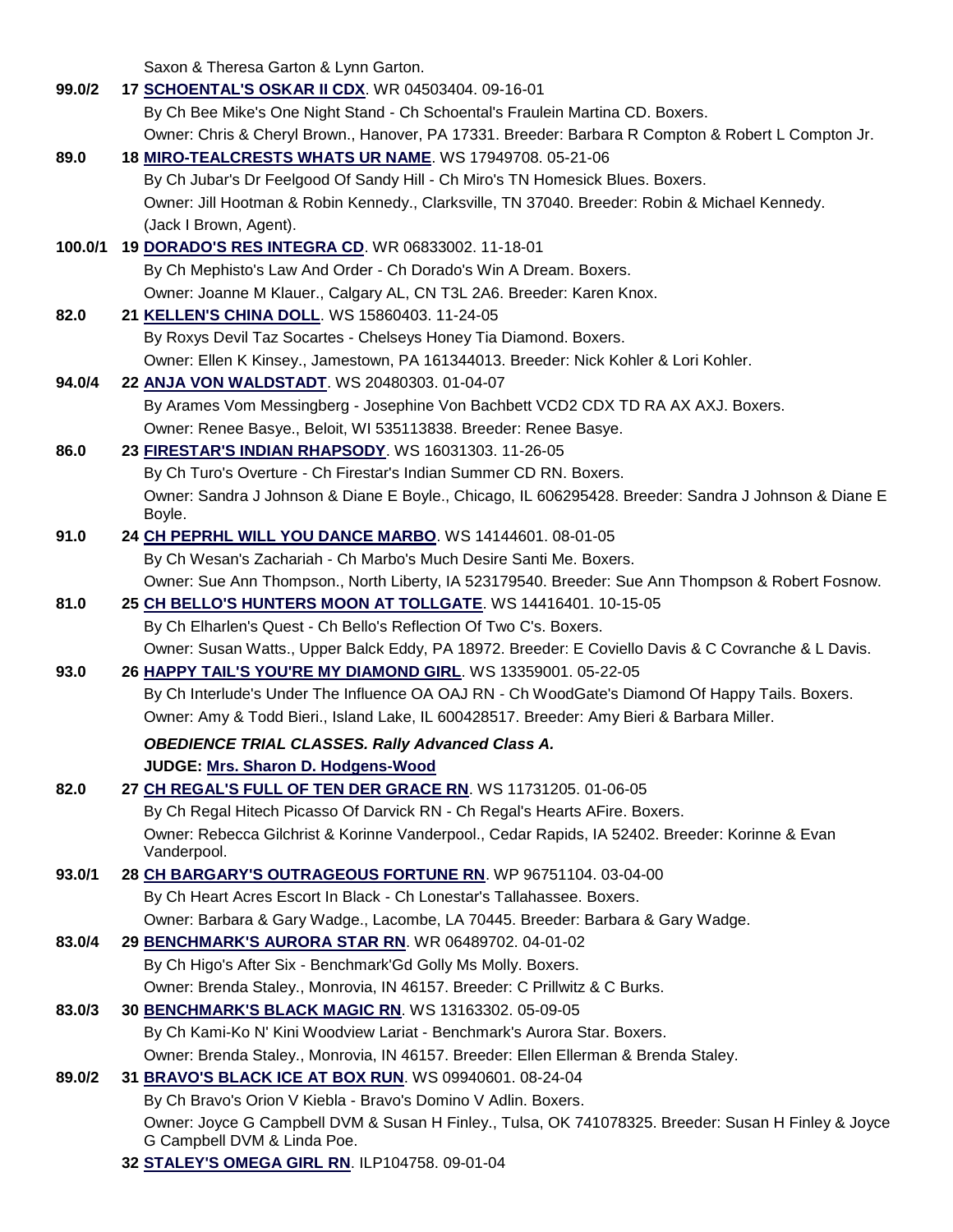Saxon & Theresa Garton & Lynn Garton.

**99.0/2** **17 SCHOENTAL'S OSKAR II CDX**. WR 04503404. 09-16-01
By Ch Bee Mike's One Night Stand - Ch Schoental's Fraulein Martina CD. Boxers.
Owner: Chris & Cheryl Brown., Hanover, PA 17331. Breeder: Barbara R Compton & Robert L Compton Jr.

**89.0** **18 MIRO-TEALCRESTS WHATS UR NAME**. WS 17949708. 05-21-06
By Ch Jubar's Dr Feelgood Of Sandy Hill - Ch Miro's TN Homesick Blues. Boxers.
Owner: Jill Hootman & Robin Kennedy., Clarksville, TN 37040. Breeder: Robin & Michael Kennedy.
(Jack I Brown, Agent).

**100.0/1** **19 DORADO'S RES INTEGRA CD**. WR 06833002. 11-18-01
By Ch Mephisto's Law And Order - Ch Dorado's Win A Dream. Boxers.
Owner: Joanne M Klauer., Calgary AL, CN T3L 2A6. Breeder: Karen Knox.

**82.0** **21 KELLEN'S CHINA DOLL**. WS 15860403. 11-24-05
By Roxys Devil Taz Socartes - Chelseys Honey Tia Diamond. Boxers.
Owner: Ellen K Kinsey., Jamestown, PA 161344013. Breeder: Nick Kohler & Lori Kohler.

**94.0/4** **22 ANJA VON WALDSTADT**. WS 20480303. 01-04-07
By Arames Vom Messingberg - Josephine Von Bachbett VCD2 CDX TD RA AX AXJ. Boxers.
Owner: Renee Basye., Beloit, WI 535113838. Breeder: Renee Basye.

**86.0** **23 FIRESTAR'S INDIAN RHAPSODY**. WS 16031303. 11-26-05
By Ch Turo's Overture - Ch Firestar's Indian Summer CD RN. Boxers.
Owner: Sandra J Johnson & Diane E Boyle., Chicago, IL 606295428. Breeder: Sandra J Johnson & Diane E Boyle.

**91.0** **24 CH PEPRHL WILL YOU DANCE MARBO**. WS 14144601. 08-01-05
By Ch Wesan's Zachariah - Ch Marbo's Much Desire Santi Me. Boxers.
Owner: Sue Ann Thompson., North Liberty, IA 523179540. Breeder: Sue Ann Thompson & Robert Fosnow.

**81.0** **25 CH BELLO'S HUNTERS MOON AT TOLLGATE**. WS 14416401. 10-15-05
By Ch Elharlen's Quest - Ch Bello's Reflection Of Two C's. Boxers.
Owner: Susan Watts., Upper Balck Eddy, PA 18972. Breeder: E Coviello Davis & C Covranche & L Davis.

**93.0** **26 HAPPY TAIL'S YOU'RE MY DIAMOND GIRL**. WS 13359001. 05-22-05
By Ch Interlude's Under The Influence OA OAJ RN - Ch WoodGate's Diamond Of Happy Tails. Boxers.
Owner: Amy & Todd Bieri., Island Lake, IL 600428517. Breeder: Amy Bieri & Barbara Miller.

***OBEDIENCE TRIAL CLASSES. Rally Advanced Class A.***

**JUDGE: Mrs. Sharon D. Hodgens-Wood**

**82.0** **27 CH REGAL'S FULL OF TEN DER GRACE RN**. WS 11731205. 01-06-05
By Ch Regal Hitech Picasso Of Darvick RN - Ch Regal's Hearts AFire. Boxers.
Owner: Rebecca Gilchrist & Korinne Vanderpool., Cedar Rapids, IA 52402. Breeder: Korinne & Evan Vanderpool.

**93.0/1** **28 CH BARGARY'S OUTRAGEOUS FORTUNE RN**. WP 96751104. 03-04-00
By Ch Heart Acres Escort In Black - Ch Lonestar's Tallahassee. Boxers.
Owner: Barbara & Gary Wadge., Lacombe, LA 70445. Breeder: Barbara & Gary Wadge.

**83.0/4** **29 BENCHMARK'S AURORA STAR RN**. WR 06489702. 04-01-02
By Ch Higo's After Six - Benchmark'Gd Golly Ms Molly. Boxers.
Owner: Brenda Staley., Monrovia, IN 46157. Breeder: C Prillwitz & C Burks.

**83.0/3** **30 BENCHMARK'S BLACK MAGIC RN**. WS 13163302. 05-09-05
By Ch Kami-Ko N' Kini Woodview Lariat - Benchmark's Aurora Star. Boxers.
Owner: Brenda Staley., Monrovia, IN 46157. Breeder: Ellen Ellerman & Brenda Staley.

**89.0/2** **31 BRAVO'S BLACK ICE AT BOX RUN**. WS 09940601. 08-24-04
By Ch Bravo's Orion V Kiebla - Bravo's Domino V Adlin. Boxers.
Owner: Joyce G Campbell DVM & Susan H Finley., Tulsa, OK 741078325. Breeder: Susan H Finley & Joyce G Campbell DVM & Linda Poe.

**32 STALEY'S OMEGA GIRL RN**. ILP104758. 09-01-04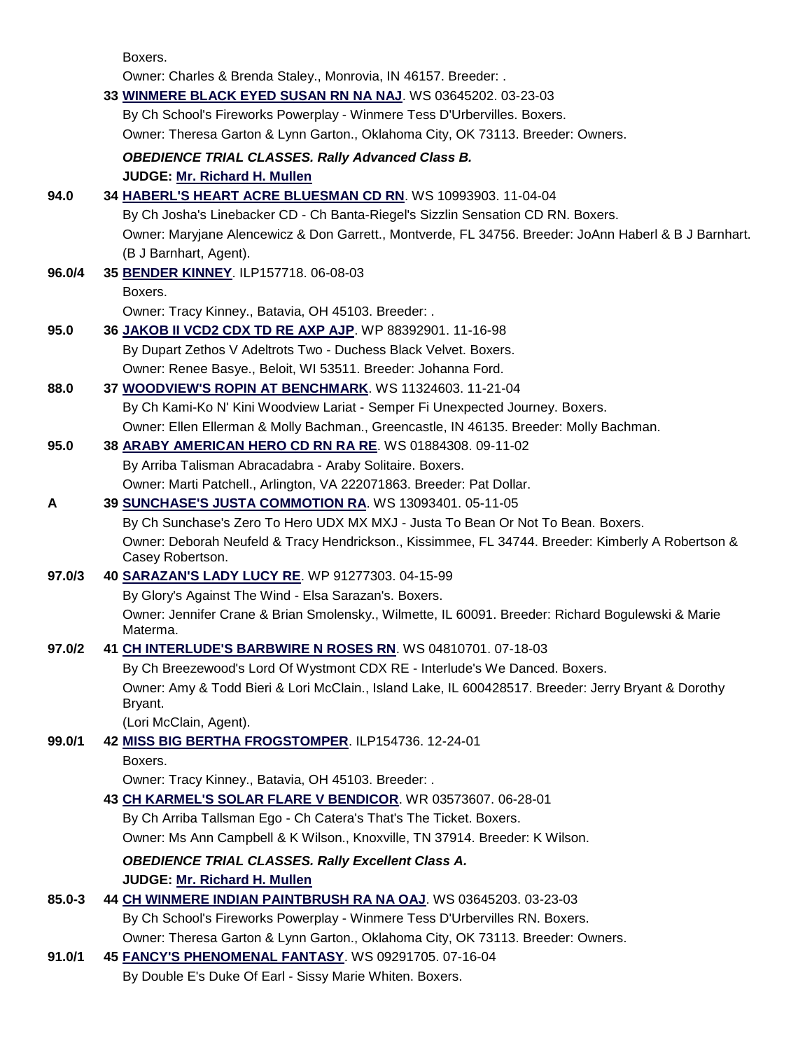Boxers.

Owner: Charles & Brenda Staley., Monrovia, IN 46157. Breeder: .

**33 [WINMERE BLACK EYED SUSAN RN NA NAJ](#)**. WS 03645202. 03-23-03
By Ch School's Fireworks Powerplay - Winmere Tess D'Urbervilles. Boxers.
Owner: Theresa Garton & Lynn Garton., Oklahoma City, OK 73113. Breeder: Owners.

***OBEDIENCE TRIAL CLASSES. Rally Advanced Class B.***
**JUDGE: Mr. Richard H. Mullen**

**94.0** **34 HABERL'S HEART ACRE BLUESMAN CD RN**. WS 10993903. 11-04-04
By Ch Josha's Linebacker CD - Ch Banta-Riegel's Sizzlin Sensation CD RN. Boxers.
Owner: Maryjane Alencewicz & Don Garrett., Montverde, FL 34756. Breeder: JoAnn Haberl & B J Barnhart. (B J Barnhart, Agent).

**96.0/4** **35 BENDER KINNEY**. ILP157718. 06-08-03
Boxers.
Owner: Tracy Kinney., Batavia, OH 45103. Breeder: .

**95.0** **36 JAKOB II VCD2 CDX TD RE AXP AJP**. WP 88392901. 11-16-98
By Dupart Zethos V Adeltrots Two - Duchess Black Velvet. Boxers.
Owner: Renee Basye., Beloit, WI 53511. Breeder: Johanna Ford.

**88.0** **37 WOODVIEW'S ROPIN AT BENCHMARK**. WS 11324603. 11-21-04
By Ch Kami-Ko N' Kini Woodview Lariat - Semper Fi Unexpected Journey. Boxers.
Owner: Ellen Ellerman & Molly Bachman., Greencastle, IN 46135. Breeder: Molly Bachman.

**95.0** **38 ARABY AMERICAN HERO CD RN RA RE**. WS 01884308. 09-11-02
By Arriba Talisman Abracadabra - Araby Solitaire. Boxers.
Owner: Marti Patchell., Arlington, VA 222071863. Breeder: Pat Dollar.

**A** **39 SUNCHASE'S JUSTA COMMOTION RA**. WS 13093401. 05-11-05
By Ch Sunchase's Zero To Hero UDX MX MXJ - Justa To Bean Or Not To Bean. Boxers.
Owner: Deborah Neufeld & Tracy Hendrickson., Kissimmee, FL 34744. Breeder: Kimberly A Robertson & Casey Robertson.

**97.0/3** **40 SARAZAN'S LADY LUCY RE**. WP 91277303. 04-15-99
By Glory's Against The Wind - Elsa Sarazan's. Boxers.
Owner: Jennifer Crane & Brian Smolensky., Wilmette, IL 60091. Breeder: Richard Bogulewski & Marie Materma.

**97.0/2** **41 CH INTERLUDE'S BARBWIRE N ROSES RN**. WS 04810701. 07-18-03
By Ch Breezewood's Lord Of Wystmont CDX RE - Interlude's We Danced. Boxers.
Owner: Amy & Todd Bieri & Lori McClain., Island Lake, IL 600428517. Breeder: Jerry Bryant & Dorothy Bryant.
(Lori McClain, Agent).

**99.0/1** **42 MISS BIG BERTHA FROGSTOMPER**. ILP154736. 12-24-01
Boxers.
Owner: Tracy Kinney., Batavia, OH 45103. Breeder: .

**43 CH KARMEL'S SOLAR FLARE V BENDICOR**. WR 03573607. 06-28-01
By Ch Arriba Tallsman Ego - Ch Catera's That's The Ticket. Boxers.
Owner: Ms Ann Campbell & K Wilson., Knoxville, TN 37914. Breeder: K Wilson.

***OBEDIENCE TRIAL CLASSES. Rally Excellent Class A.***
**JUDGE: Mr. Richard H. Mullen**

**85.0-3** **44 CH WINMERE INDIAN PAINTBRUSH RA NA OAJ**. WS 03645203. 03-23-03
By Ch School's Fireworks Powerplay - Winmere Tess D'Urbervilles RN. Boxers.
Owner: Theresa Garton & Lynn Garton., Oklahoma City, OK 73113. Breeder: Owners.

**91.0/1** **45 FANCY'S PHENOMENAL FANTASY**. WS 09291705. 07-16-04
By Double E's Duke Of Earl - Sissy Marie Whiten. Boxers.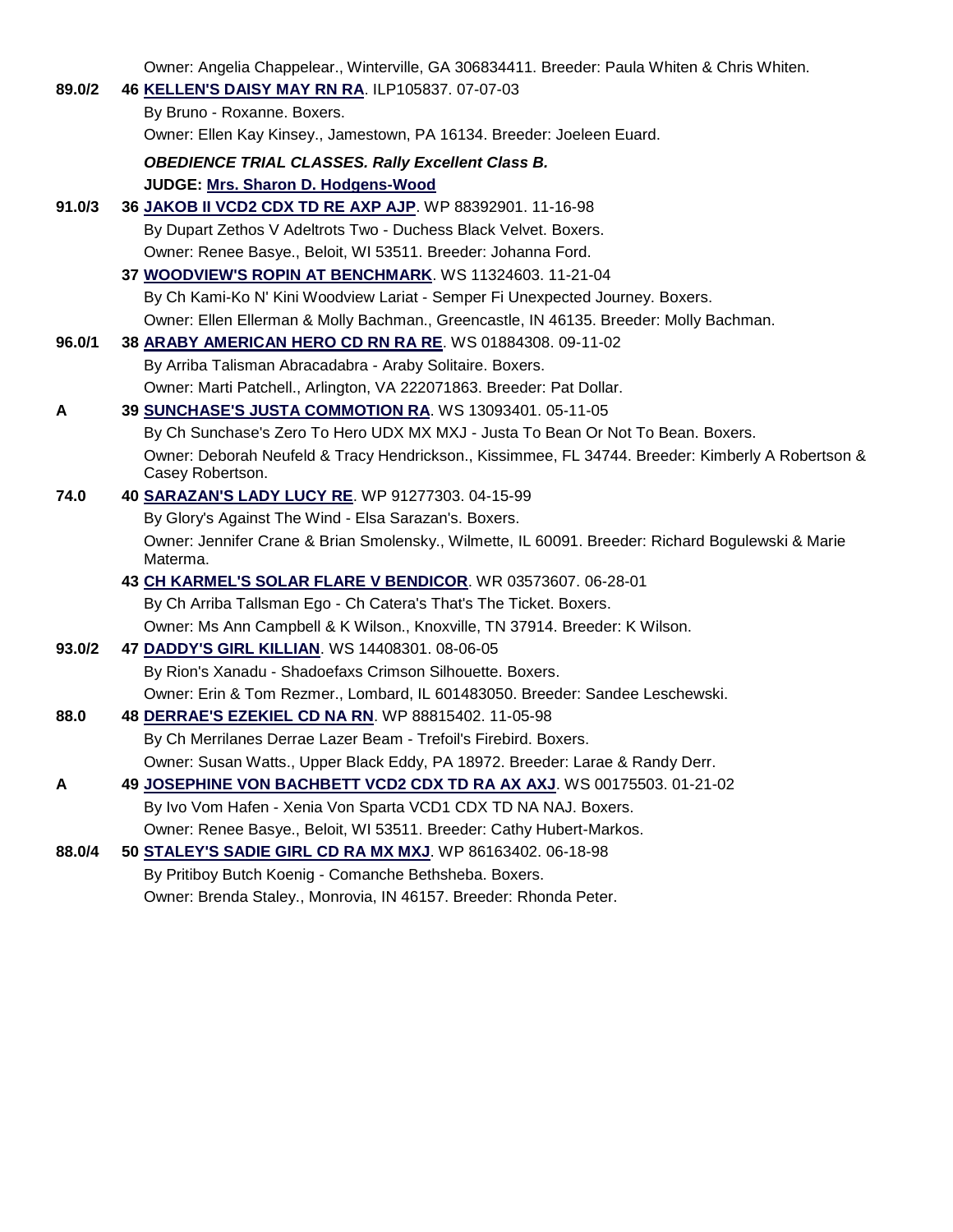Owner: Angelia Chappelear., Winterville, GA 306834411. Breeder: Paula Whiten & Chris Whiten.

89.0/2 46 **KELLEN'S DAISY MAY RN RA**. ILP105837. 07-07-03
By Bruno - Roxanne. Boxers.
Owner: Ellen Kay Kinsey., Jamestown, PA 16134. Breeder: Joeleen Euard.

***OBEDIENCE TRIAL CLASSES. Rally Excellent Class B.***

**JUDGE: Mrs. Sharon D. Hodgens-Wood**

91.0/3 36 **JAKOB II VCD2 CDX TD RE AXP AJP**. WP 88392901. 11-16-98
By Dupart Zethos V Adeltrots Two - Duchess Black Velvet. Boxers.
Owner: Renee Basye., Beloit, WI 53511. Breeder: Johanna Ford.

37 **WOODVIEW'S ROPIN AT BENCHMARK**. WS 11324603. 11-21-04
By Ch Kami-Ko N' Kini Woodview Lariat - Semper Fi Unexpected Journey. Boxers.
Owner: Ellen Ellerman & Molly Bachman., Greencastle, IN 46135. Breeder: Molly Bachman.

96.0/1 38 **ARABY AMERICAN HERO CD RN RA RE**. WS 01884308. 09-11-02
By Arriba Talisman Abracadabra - Araby Solitaire. Boxers.
Owner: Marti Patchell., Arlington, VA 222071863. Breeder: Pat Dollar.

A 39 **SUNCHASE'S JUSTA COMMOTION RA**. WS 13093401. 05-11-05
By Ch Sunchase's Zero To Hero UDX MX MXJ - Justa To Bean Or Not To Bean. Boxers.
Owner: Deborah Neufeld & Tracy Hendrickson., Kissimmee, FL 34744. Breeder: Kimberly A Robertson & Casey Robertson.

74.0 40 **SARAZAN'S LADY LUCY RE**. WP 91277303. 04-15-99
By Glory's Against The Wind - Elsa Sarazan's. Boxers.
Owner: Jennifer Crane & Brian Smolensky., Wilmette, IL 60091. Breeder: Richard Bogulewski & Marie Materma.

43 **CH KARMEL'S SOLAR FLARE V BENDICOR**. WR 03573607. 06-28-01
By Ch Arriba Tallsman Ego - Ch Catera's That's The Ticket. Boxers.
Owner: Ms Ann Campbell & K Wilson., Knoxville, TN 37914. Breeder: K Wilson.

93.0/2 47 **DADDY'S GIRL KILLIAN**. WS 14408301. 08-06-05
By Rion's Xanadu - Shadoefaxs Crimson Silhouette. Boxers.
Owner: Erin & Tom Rezmer., Lombard, IL 601483050. Breeder: Sandee Leschewski.

88.0 48 **DERRAE'S EZEKIEL CD NA RN**. WP 88815402. 11-05-98
By Ch Merrilanes Derrae Lazer Beam - Trefoil's Firebird. Boxers.
Owner: Susan Watts., Upper Black Eddy, PA 18972. Breeder: Larae & Randy Derr.

A 49 **JOSEPHINE VON BACHBETT VCD2 CDX TD RA AX AXJ**. WS 00175503. 01-21-02
By Ivo Vom Hafen - Xenia Von Sparta VCD1 CDX TD NA NAJ. Boxers.
Owner: Renee Basye., Beloit, WI 53511. Breeder: Cathy Hubert-Markos.

88.0/4 50 **STALEY'S SADIE GIRL CD RA MX MXJ**. WP 86163402. 06-18-98
By Pritiboy Butch Koenig - Comanche Bethsheba. Boxers.
Owner: Brenda Staley., Monrovia, IN 46157. Breeder: Rhonda Peter.